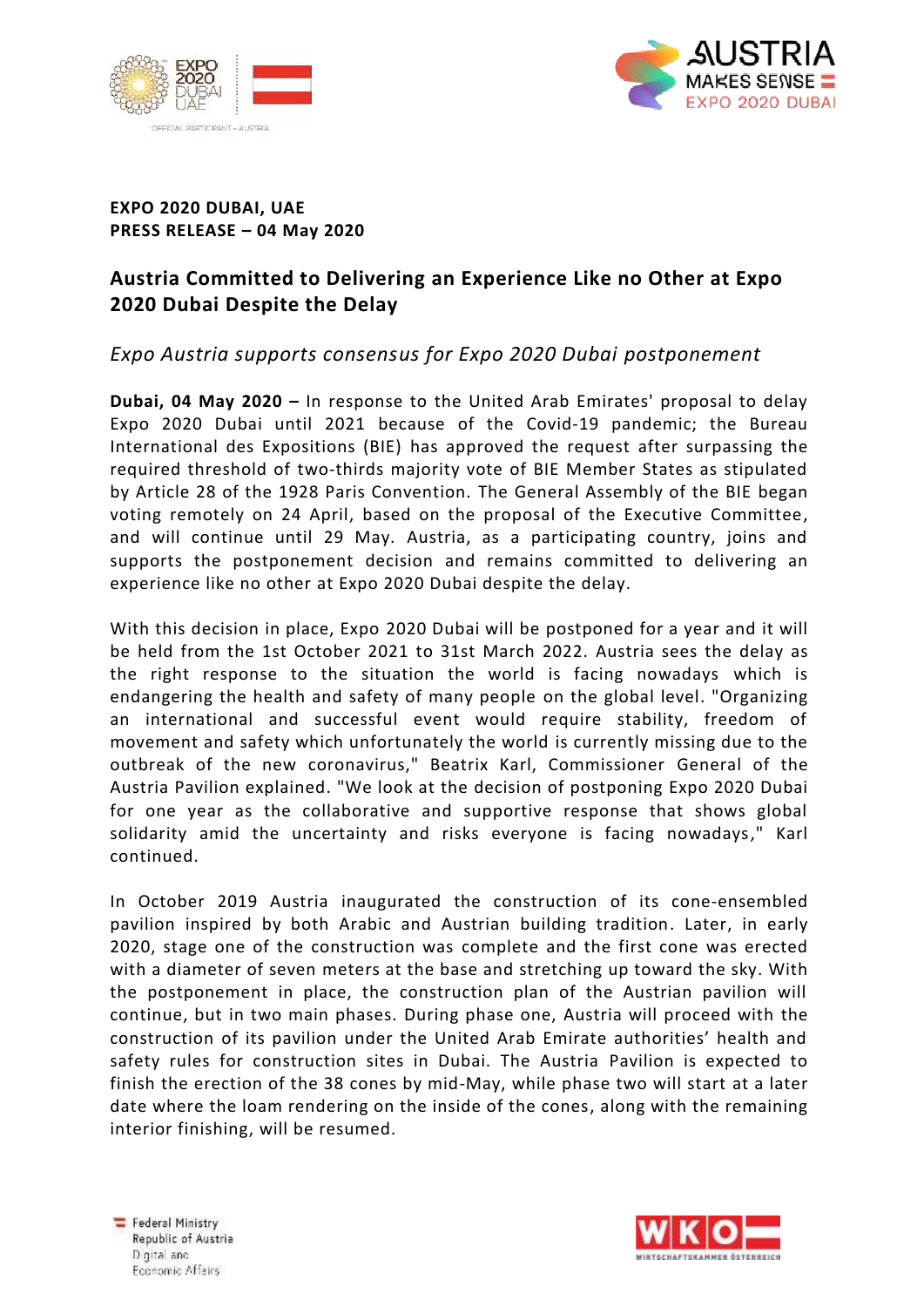**EXPO 2020 DUBAI, UAE**
**PRESS RELEASE – 04 May 2020**

## Austria Committed to Delivering an Experience Like no Other at Expo 2020 Dubai Despite the Delay

*Expo Austria supports consensus for Expo 2020 Dubai postponement*

**Dubai, 04 May 2020 –** In response to the United Arab Emirates' proposal to delay Expo 2020 Dubai until 2021 because of the Covid-19 pandemic; the Bureau International des Expositions (BIE) has approved the request after surpassing the required threshold of two-thirds majority vote of BIE Member States as stipulated by Article 28 of the 1928 Paris Convention. The General Assembly of the BIE began voting remotely on 24 April, based on the proposal of the Executive Committee, and will continue until 29 May. Austria, as a participating country, joins and supports the postponement decision and remains committed to delivering an experience like no other at Expo 2020 Dubai despite the delay.

With this decision in place, Expo 2020 Dubai will be postponed for a year and it will be held from the 1st October 2021 to 31st March 2022. Austria sees the delay as the right response to the situation the world is facing nowadays which is endangering the health and safety of many people on the global level. "Organizing an international and successful event would require stability, freedom of movement and safety which unfortunately the world is currently missing due to the outbreak of the new coronavirus," Beatrix Karl, Commissioner General of the Austria Pavilion explained. "We look at the decision of postponing Expo 2020 Dubai for one year as the collaborative and supportive response that shows global solidarity amid the uncertainty and risks everyone is facing nowadays," Karl continued.

In October 2019 Austria inaugurated the construction of its cone-ensembled pavilion inspired by both Arabic and Austrian building tradition. Later, in early 2020, stage one of the construction was complete and the first cone was erected with a diameter of seven meters at the base and stretching up toward the sky. With the postponement in place, the construction plan of the Austrian pavilion will continue, but in two main phases. During phase one, Austria will proceed with the construction of its pavilion under the United Arab Emirate authorities' health and safety rules for construction sites in Dubai. The Austria Pavilion is expected to finish the erection of the 38 cones by mid-May, while phase two will start at a later date where the loam rendering on the inside of the cones, along with the remaining interior finishing, will be resumed.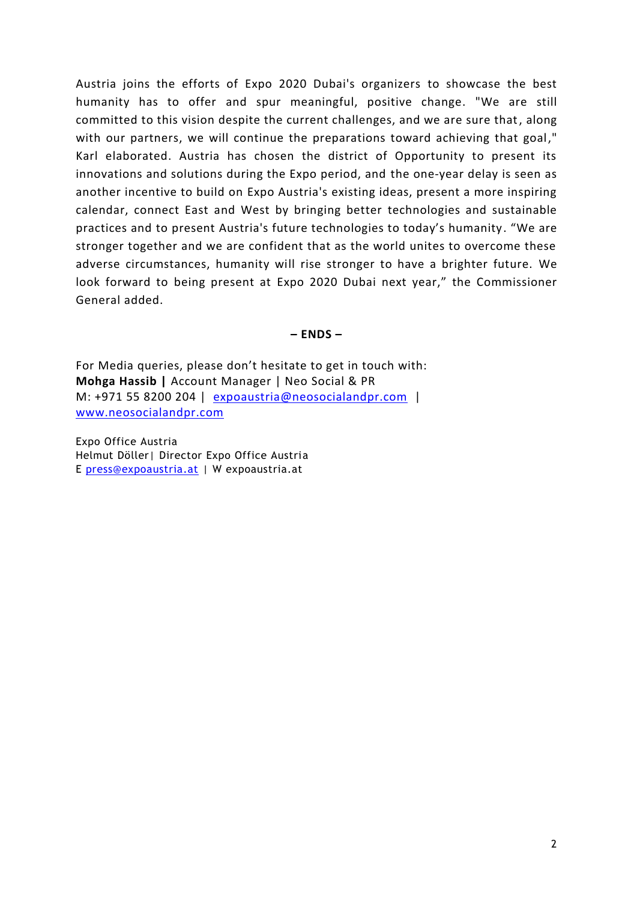Austria joins the efforts of Expo 2020 Dubai's organizers to showcase the best humanity has to offer and spur meaningful, positive change. "We are still committed to this vision despite the current challenges, and we are sure that, along with our partners, we will continue the preparations toward achieving that goal," Karl elaborated. Austria has chosen the district of Opportunity to present its innovations and solutions during the Expo period, and the one-year delay is seen as another incentive to build on Expo Austria's existing ideas, present a more inspiring calendar, connect East and West by bringing better technologies and sustainable practices and to present Austria's future technologies to today's humanity. “We are stronger together and we are confident that as the world unites to overcome these adverse circumstances, humanity will rise stronger to have a brighter future. We look forward to being present at Expo 2020 Dubai next year,” the Commissioner General added.

**– ENDS –**

For Media queries, please don’t hesitate to get in touch with:
**Mohga Hassib |** Account Manager | Neo Social & PR
M: +971 55 8200 204 | expoaustria@neosocialandpr.com | www.neosocialandpr.com

Expo Office Austria
Helmut Döller| Director Expo Office Austria
E press@expoaustria.at | W expoaustria.at